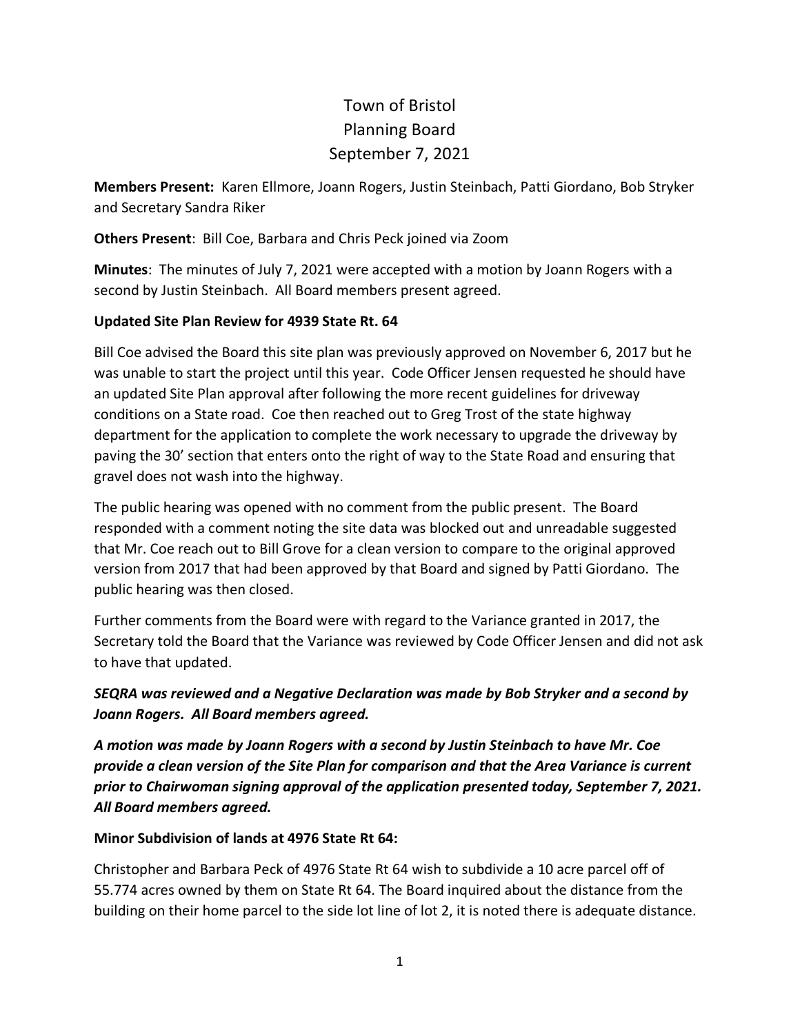# Town of Bristol
# Planning Board
# September 7, 2021

**Members Present:** Karen Ellmore, Joann Rogers, Justin Steinbach, Patti Giordano, Bob Stryker and Secretary Sandra Riker

**Others Present**: Bill Coe, Barbara and Chris Peck joined via Zoom

**Minutes**: The minutes of July 7, 2021 were accepted with a motion by Joann Rogers with a second by Justin Steinbach. All Board members present agreed.

**Updated Site Plan Review for 4939 State Rt. 64**

Bill Coe advised the Board this site plan was previously approved on November 6, 2017 but he was unable to start the project until this year. Code Officer Jensen requested he should have an updated Site Plan approval after following the more recent guidelines for driveway conditions on a State road. Coe then reached out to Greg Trost of the state highway department for the application to complete the work necessary to upgrade the driveway by paving the 30' section that enters onto the right of way to the State Road and ensuring that gravel does not wash into the highway.

The public hearing was opened with no comment from the public present. The Board responded with a comment noting the site data was blocked out and unreadable suggested that Mr. Coe reach out to Bill Grove for a clean version to compare to the original approved version from 2017 that had been approved by that Board and signed by Patti Giordano. The public hearing was then closed.

Further comments from the Board were with regard to the Variance granted in 2017, the Secretary told the Board that the Variance was reviewed by Code Officer Jensen and did not ask to have that updated.

***SEQRA was reviewed and a Negative Declaration was made by Bob Stryker and a second by Joann Rogers. All Board members agreed.***

***A motion was made by Joann Rogers with a second by Justin Steinbach to have Mr. Coe provide a clean version of the Site Plan for comparison and that the Area Variance is current prior to Chairwoman signing approval of the application presented today, September 7, 2021. All Board members agreed.***

**Minor Subdivision of lands at 4976 State Rt 64:**

Christopher and Barbara Peck of 4976 State Rt 64 wish to subdivide a 10 acre parcel off of 55.774 acres owned by them on State Rt 64. The Board inquired about the distance from the building on their home parcel to the side lot line of lot 2, it is noted there is adequate distance.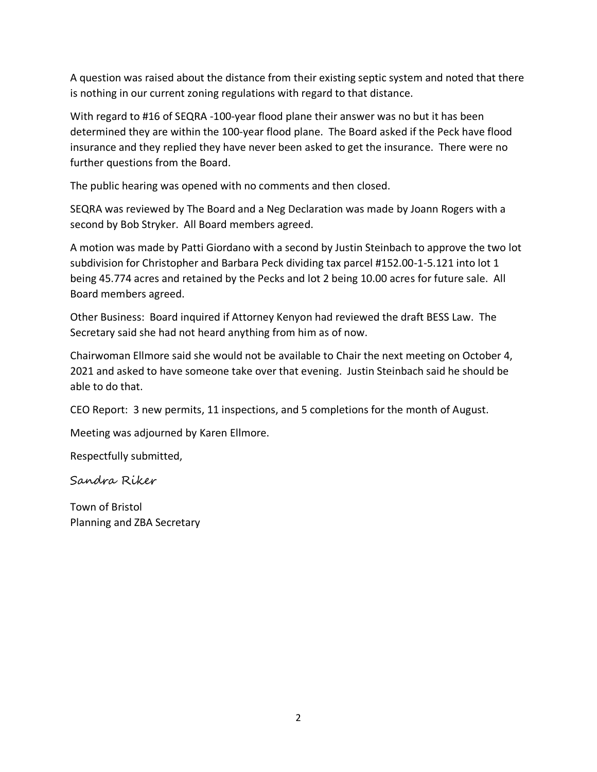A question was raised about the distance from their existing septic system and noted that there is nothing in our current zoning regulations with regard to that distance.

With regard to #16 of SEQRA -100-year flood plane their answer was no but it has been determined they are within the 100-year flood plane. The Board asked if the Peck have flood insurance and they replied they have never been asked to get the insurance. There were no further questions from the Board.

The public hearing was opened with no comments and then closed.

SEQRA was reviewed by The Board and a Neg Declaration was made by Joann Rogers with a second by Bob Stryker. All Board members agreed.

A motion was made by Patti Giordano with a second by Justin Steinbach to approve the two lot subdivision for Christopher and Barbara Peck dividing tax parcel #152.00-1-5.121 into lot 1 being 45.774 acres and retained by the Pecks and lot 2 being 10.00 acres for future sale. All Board members agreed.

Other Business: Board inquired if Attorney Kenyon had reviewed the draft BESS Law. The Secretary said she had not heard anything from him as of now.

Chairwoman Ellmore said she would not be available to Chair the next meeting on October 4, 2021 and asked to have someone take over that evening. Justin Steinbach said he should be able to do that.

CEO Report: 3 new permits, 11 inspections, and 5 completions for the month of August.

Meeting was adjourned by Karen Ellmore.

Respectfully submitted,

Sandra Riker

Town of Bristol
Planning and ZBA Secretary